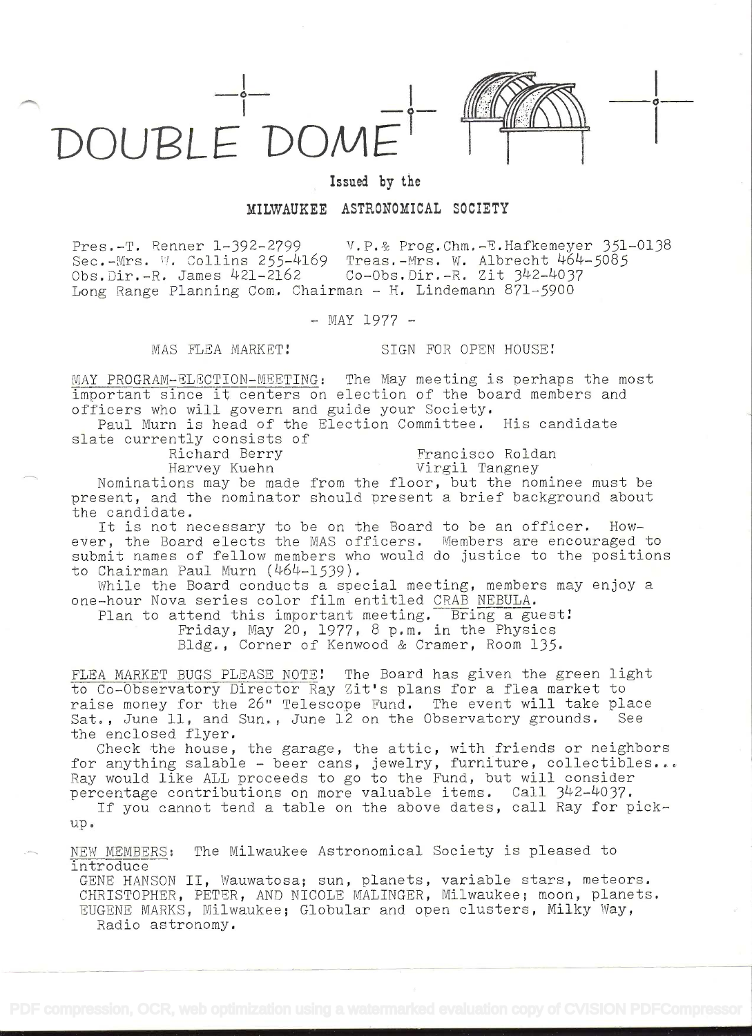# DOUBLE DOME

Issued by the

**MILWAUKEE ASTRONOMICAL SOCIETY**

Pres.-T. Renner 1-392-2799 V.P.& Prog.Chm.-E.Hafkemeyer 351-0138
Sec.-Mrs. W. Collins 255-4169 Treas.-Mrs. W. Albrecht 464-5085
Obs.Dir.-R. James 421-2162 Co-Obs.Dir.-R. Zit 342-4037
Long Range Planning Com. Chairman - H. Lindemann 871-5900

- MAY 1977 -

MAS FLEA MARKET! SIGN FOR OPEN HOUSE!

MAY PROGRAM-ELECTION-MEETING: The May meeting is perhaps the most important since it centers on election of the board members and officers who will govern and guide your Society.

Paul Murn is head of the Election Committee. His candidate slate currently consists of

Richard Berry Francisco Roldan
Harvey Kuehn Virgil Tangney

Nominations may be made from the floor, but the nominee must be present, and the nominator should present a brief background about the candidate.

It is not necessary to be on the Board to be an officer. However, the Board elects the MAS officers. Members are encouraged to submit names of fellow members who would do justice to the positions to Chairman Paul Murn (464-1539).

While the Board conducts a special meeting, members may enjoy a one-hour Nova series color film entitled CRAB NEBULA.

Plan to attend this important meeting. Bring a guest!
Friday, May 20, 1977, 8 p.m. in the Physics Bldg., Corner of Kenwood & Cramer, Room 135.

FLEA MARKET BUGS PLEASE NOTE! The Board has given the green light to Co-Observatory Director Ray Zit's plans for a flea market to raise money for the 26" Telescope Fund. The event will take place Sat., June 11, and Sun., June 12 on the Observatory grounds. See the enclosed flyer.

Check the house, the garage, the attic, with friends or neighbors for anything salable - beer cans, jewelry, furniture, collectibles... Ray would like ALL proceeds to go to the Fund, but will consider percentage contributions on more valuable items. Call 342-4037.

If you cannot tend a table on the above dates, call Ray for pick-up.

NEW MEMBERS: The Milwaukee Astronomical Society is pleased to introduce

GENE HANSON II, Wauwatosa; sun, planets, variable stars, meteors.
CHRISTOPHER, PETER, AND NICOLE MALINGER, Milwaukee; moon, planets.
EUGENE MARKS, Milwaukee; Globular and open clusters, Milky Way, Radio astronomy.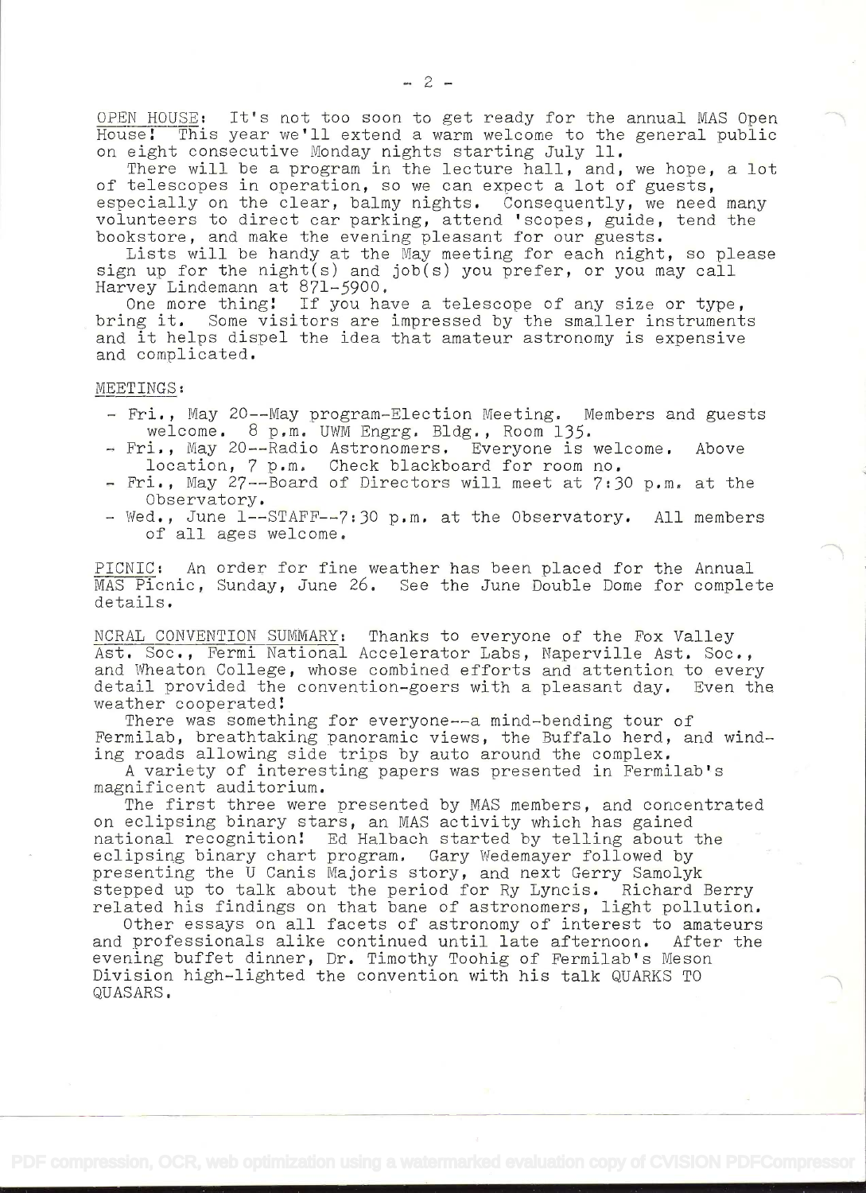OPEN HOUSE: It's not too soon to get ready for the annual MAS Open House! This year we'll extend a warm welcome to the general public on eight consecutive Monday nights starting July 11.

There will be a program in the lecture hall, and, we hope, a lot of telescopes in operation, so we can expect a lot of guests, especially on the clear, balmy nights. Consequently, we need many volunteers to direct car parking, attend 'scopes, guide, tend the bookstore, and make the evening pleasant for our guests.

Lists will be handy at the May meeting for each night, so please sign up for the night(s) and job(s) you prefer, or you may call Harvey Lindemann at 871-5900.

One more thing! If you have a telescope of any size or type, bring it. Some visitors are impressed by the smaller instruments and it helps dispel the idea that amateur astronomy is expensive and complicated.

MEETINGS:

- Fri., May 20--May program-Election Meeting. Members and guests welcome. 8 p.m. UWM Engrg. Bldg., Room 135.
- Fri., May 20--Radio Astronomers. Everyone is welcome. Above location, 7 p.m. Check blackboard for room no.
- Fri., May 27--Board of Directors will meet at 7:30 p.m. at the Observatory.
- Wed., June 1--STAFF--7:30 p.m. at the Observatory. All members of all ages welcome.

PICNIC: An order for fine weather has been placed for the Annual MAS Picnic, Sunday, June 26. See the June Double Dome for complete details.

NCRAL CONVENTION SUMMARY: Thanks to everyone of the Fox Valley Ast. Soc., Fermi National Accelerator Labs, Naperville Ast. Soc., and Wheaton College, whose combined efforts and attention to every detail provided the convention-goers with a pleasant day. Even the weather cooperated!

There was something for everyone--a mind-bending tour of Fermilab, breathtaking panoramic views, the Buffalo herd, and winding roads allowing side trips by auto around the complex.

A variety of interesting papers was presented in Fermilab's magnificent auditorium.

The first three were presented by MAS members, and concentrated on eclipsing binary stars, an MAS activity which has gained national recognition! Ed Halbach started by telling about the eclipsing binary chart program. Gary Wedemayer followed by presenting the U Canis Majoris story, and next Gerry Samolyk stepped up to talk about the period for Ry Lyncis. Richard Berry related his findings on that bane of astronomers, light pollution.

Other essays on all facets of astronomy of interest to amateurs and professionals alike continued until late afternoon. After the evening buffet dinner, Dr. Timothy Toohig of Fermilab's Meson Division high-lighted the convention with his talk QUARKS TO QUASARS.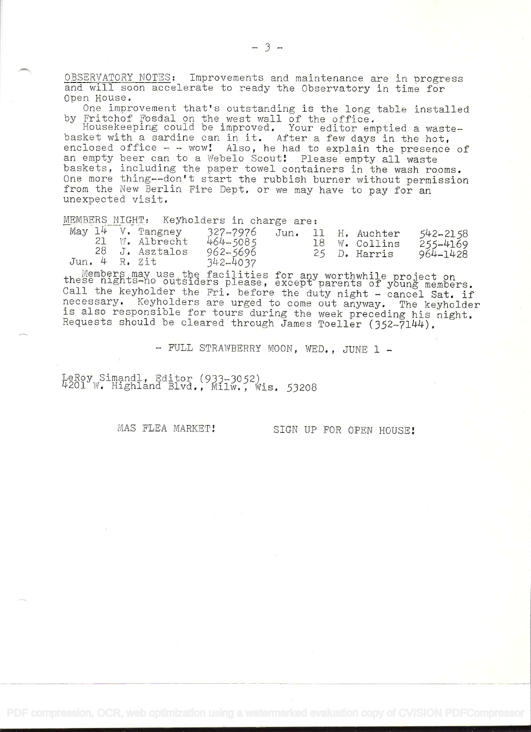OBSERVATORY NOTES: Improvements and maintenance are in progress and will soon accelerate to ready the Observatory in time for Open House.

One improvement that's outstanding is the long table installed by Fritchof Fosdal on the west wall of the office.

Housekeeping could be improved. Your editor emptied a waste-basket with a sardine can in it. After a few days in the hot, enclosed office - - wow! Also, he had to explain the presence of an empty beer can to a Webelo Scout! Please empty all waste baskets, including the paper towel containers in the wash rooms. One more thing--don't start the rubbish burner without permission from the New Berlin Fire Dept. or we may have to pay for an unexpected visit.

MEMBERS NIGHT: Keyholders in charge are:

| | | | | | |
|---|---|---|---|---|---|
| May 14 | V. Tangney | 327-7976 | Jun. 11 | H. Auchter | 542-2158 |
| 21 | W. Albrecht | 464-5085 | 18 | W. Collins | 255-4169 |
| 28 | J. Asztalos | 962-5696 | 25 | D. Harris | 964-1428 |
| Jun. 4 | R. Zit | 342-4037 | | | |

Members may use the facilities for any worthwhile project on these nights--no outsiders please, except parents of young members. Call the keyholder the Fri. before the duty night - cancel Sat. if necessary. Keyholders are urged to come out anyway. The keyholder is also responsible for tours during the week preceding his night. Requests should be cleared through James Toeller (352-7144).

- FULL STRAWBERRY MOON, WED., JUNE 1 -

LeRoy Simandl, Editor (933-3052)
4201 W. Highland Blvd., Milw., Wis. 53208

MAS FLEA MARKET! SIGN UP FOR OPEN HOUSE!